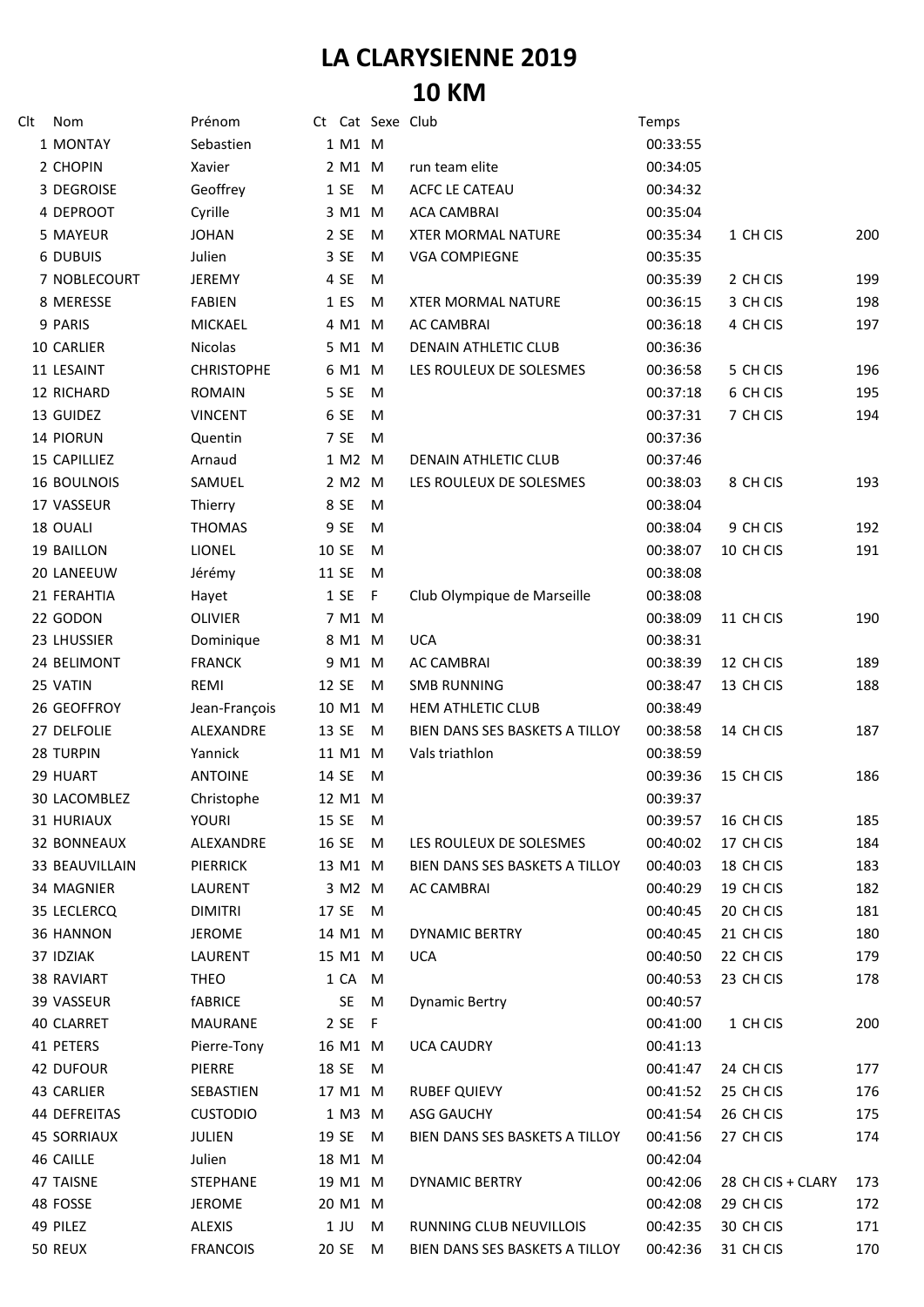# LA CLARYSIENNE 2019

## 10 KM

| Clt | Nom | Prénom | Ct | Cat | Sexe | Club | Temps | | |
|---|---|---|---|---|---|---|---|---|---|
| 1 | MONTAY | Sebastien | 1 | M1 | M | | 00:33:55 | | |
| 2 | CHOPIN | Xavier | 2 | M1 | M | run team elite | 00:34:05 | | |
| 3 | DEGROISE | Geoffrey | 1 | SE | M | ACFC LE CATEAU | 00:34:32 | | |
| 4 | DEPROOT | Cyrille | 3 | M1 | M | ACA CAMBRAI | 00:35:04 | | |
| 5 | MAYEUR | JOHAN | 2 | SE | M | XTER MORMAL NATURE | 00:35:34 | 1 CH CIS | 200 |
| 6 | DUBUIS | Julien | 3 | SE | M | VGA COMPIEGNE | 00:35:35 | | |
| 7 | NOBLECOURT | JEREMY | 4 | SE | M | | 00:35:39 | 2 CH CIS | 199 |
| 8 | MERESSE | FABIEN | 1 | ES | M | XTER MORMAL NATURE | 00:36:15 | 3 CH CIS | 198 |
| 9 | PARIS | MICKAEL | 4 | M1 | M | AC CAMBRAI | 00:36:18 | 4 CH CIS | 197 |
| 10 | CARLIER | Nicolas | 5 | M1 | M | DENAIN ATHLETIC CLUB | 00:36:36 | | |
| 11 | LESAINT | CHRISTOPHE | 6 | M1 | M | LES ROULEUX DE SOLESMES | 00:36:58 | 5 CH CIS | 196 |
| 12 | RICHARD | ROMAIN | 5 | SE | M | | 00:37:18 | 6 CH CIS | 195 |
| 13 | GUIDEZ | VINCENT | 6 | SE | M | | 00:37:31 | 7 CH CIS | 194 |
| 14 | PIORUN | Quentin | 7 | SE | M | | 00:37:36 | | |
| 15 | CAPILLIEZ | Arnaud | 1 | M2 | M | DENAIN ATHLETIC CLUB | 00:37:46 | | |
| 16 | BOULNOIS | SAMUEL | 2 | M2 | M | LES ROULEUX DE SOLESMES | 00:38:03 | 8 CH CIS | 193 |
| 17 | VASSEUR | Thierry | 8 | SE | M | | 00:38:04 | | |
| 18 | OUALI | THOMAS | 9 | SE | M | | 00:38:04 | 9 CH CIS | 192 |
| 19 | BAILLON | LIONEL | 10 | SE | M | | 00:38:07 | 10 CH CIS | 191 |
| 20 | LANEEUW | Jérémy | 11 | SE | M | | 00:38:08 | | |
| 21 | FERAHTIA | Hayet | 1 | SE | F | Club Olympique de Marseille | 00:38:08 | | |
| 22 | GODON | OLIVIER | 7 | M1 | M | | 00:38:09 | 11 CH CIS | 190 |
| 23 | LHUSSIER | Dominique | 8 | M1 | M | UCA | 00:38:31 | | |
| 24 | BELIMONT | FRANCK | 9 | M1 | M | AC CAMBRAI | 00:38:39 | 12 CH CIS | 189 |
| 25 | VATIN | REMI | 12 | SE | M | SMB RUNNING | 00:38:47 | 13 CH CIS | 188 |
| 26 | GEOFFROY | Jean-François | 10 | M1 | M | HEM ATHLETIC CLUB | 00:38:49 | | |
| 27 | DELFOLIE | ALEXANDRE | 13 | SE | M | BIEN DANS SES BASKETS A TILLOY | 00:38:58 | 14 CH CIS | 187 |
| 28 | TURPIN | Yannick | 11 | M1 | M | Vals triathlon | 00:38:59 | | |
| 29 | HUART | ANTOINE | 14 | SE | M | | 00:39:36 | 15 CH CIS | 186 |
| 30 | LACOMBLEZ | Christophe | 12 | M1 | M | | 00:39:37 | | |
| 31 | HURIAUX | YOURI | 15 | SE | M | | 00:39:57 | 16 CH CIS | 185 |
| 32 | BONNEAUX | ALEXANDRE | 16 | SE | M | LES ROULEUX DE SOLESMES | 00:40:02 | 17 CH CIS | 184 |
| 33 | BEAUVILLAIN | PIERRICK | 13 | M1 | M | BIEN DANS SES BASKETS A TILLOY | 00:40:03 | 18 CH CIS | 183 |
| 34 | MAGNIER | LAURENT | 3 | M2 | M | AC CAMBRAI | 00:40:29 | 19 CH CIS | 182 |
| 35 | LECLERCQ | DIMITRI | 17 | SE | M | | 00:40:45 | 20 CH CIS | 181 |
| 36 | HANNON | JEROME | 14 | M1 | M | DYNAMIC BERTRY | 00:40:45 | 21 CH CIS | 180 |
| 37 | IDZIAK | LAURENT | 15 | M1 | M | UCA | 00:40:50 | 22 CH CIS | 179 |
| 38 | RAVIART | THEO | 1 | CA | M | | 00:40:53 | 23 CH CIS | 178 |
| 39 | VASSEUR | fABRICE | | SE | M | Dynamic Bertry | 00:40:57 | | |
| 40 | CLARRET | MAURANE | 2 | SE | F | | 00:41:00 | 1 CH CIS | 200 |
| 41 | PETERS | Pierre-Tony | 16 | M1 | M | UCA CAUDRY | 00:41:13 | | |
| 42 | DUFOUR | PIERRE | 18 | SE | M | | 00:41:47 | 24 CH CIS | 177 |
| 43 | CARLIER | SEBASTIEN | 17 | M1 | M | RUBEF QUIEVY | 00:41:52 | 25 CH CIS | 176 |
| 44 | DEFREITAS | CUSTODIO | 1 | M3 | M | ASG GAUCHY | 00:41:54 | 26 CH CIS | 175 |
| 45 | SORRIAUX | JULIEN | 19 | SE | M | BIEN DANS SES BASKETS A TILLOY | 00:41:56 | 27 CH CIS | 174 |
| 46 | CAILLE | Julien | 18 | M1 | M | | 00:42:04 | | |
| 47 | TAISNE | STEPHANE | 19 | M1 | M | DYNAMIC BERTRY | 00:42:06 | 28 CH CIS + CLARY | 173 |
| 48 | FOSSE | JEROME | 20 | M1 | M | | 00:42:08 | 29 CH CIS | 172 |
| 49 | PILEZ | ALEXIS | 1 | JU | M | RUNNING CLUB NEUVILLOIS | 00:42:35 | 30 CH CIS | 171 |
| 50 | REUX | FRANCOIS | 20 | SE | M | BIEN DANS SES BASKETS A TILLOY | 00:42:36 | 31 CH CIS | 170 |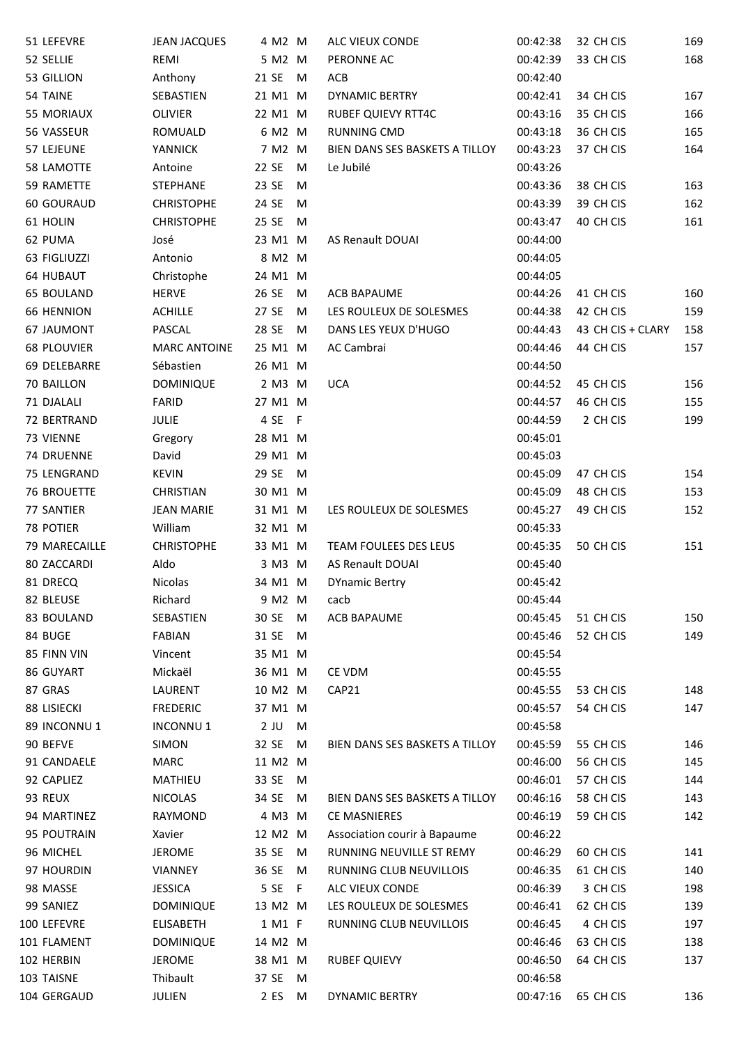| | | | | | | | | |
|---|---|---|---|---|---|---|---|---|
| 51 | LEFEVRE | JEAN JACQUES | 4 M2 | M | ALC VIEUX CONDE | 00:42:38 | 32 CH CIS | 169 |
| 52 | SELLIE | REMI | 5 M2 | M | PERONNE AC | 00:42:39 | 33 CH CIS | 168 |
| 53 | GILLION | Anthony | 21 SE | M | ACB | 00:42:40 | | |
| 54 | TAINE | SEBASTIEN | 21 M1 | M | DYNAMIC BERTRY | 00:42:41 | 34 CH CIS | 167 |
| 55 | MORIAUX | OLIVIER | 22 M1 | M | RUBEF QUIEVY RTT4C | 00:43:16 | 35 CH CIS | 166 |
| 56 | VASSEUR | ROMUALD | 6 M2 | M | RUNNING CMD | 00:43:18 | 36 CH CIS | 165 |
| 57 | LEJEUNE | YANNICK | 7 M2 | M | BIEN DANS SES BASKETS A TILLOY | 00:43:23 | 37 CH CIS | 164 |
| 58 | LAMOTTE | Antoine | 22 SE | M | Le Jubilé | 00:43:26 | | |
| 59 | RAMETTE | STEPHANE | 23 SE | M | | 00:43:36 | 38 CH CIS | 163 |
| 60 | GOURAUD | CHRISTOPHE | 24 SE | M | | 00:43:39 | 39 CH CIS | 162 |
| 61 | HOLIN | CHRISTOPHE | 25 SE | M | | 00:43:47 | 40 CH CIS | 161 |
| 62 | PUMA | José | 23 M1 | M | AS Renault DOUAI | 00:44:00 | | |
| 63 | FIGLIUZZI | Antonio | 8 M2 | M | | 00:44:05 | | |
| 64 | HUBAUT | Christophe | 24 M1 | M | | 00:44:05 | | |
| 65 | BOULAND | HERVE | 26 SE | M | ACB BAPAUME | 00:44:26 | 41 CH CIS | 160 |
| 66 | HENNION | ACHILLE | 27 SE | M | LES ROULEUX DE SOLESMES | 00:44:38 | 42 CH CIS | 159 |
| 67 | JAUMONT | PASCAL | 28 SE | M | DANS LES YEUX D'HUGO | 00:44:43 | 43 CH CIS + CLARY | 158 |
| 68 | PLOUVIER | MARC ANTOINE | 25 M1 | M | AC Cambrai | 00:44:46 | 44 CH CIS | 157 |
| 69 | DELEBARRE | Sébastien | 26 M1 | M | | 00:44:50 | | |
| 70 | BAILLON | DOMINIQUE | 2 M3 | M | UCA | 00:44:52 | 45 CH CIS | 156 |
| 71 | DJALALI | FARID | 27 M1 | M | | 00:44:57 | 46 CH CIS | 155 |
| 72 | BERTRAND | JULIE | 4 SE | F | | 00:44:59 | 2 CH CIS | 199 |
| 73 | VIENNE | Gregory | 28 M1 | M | | 00:45:01 | | |
| 74 | DRUENNE | David | 29 M1 | M | | 00:45:03 | | |
| 75 | LENGRAND | KEVIN | 29 SE | M | | 00:45:09 | 47 CH CIS | 154 |
| 76 | BROUETTE | CHRISTIAN | 30 M1 | M | | 00:45:09 | 48 CH CIS | 153 |
| 77 | SANTIER | JEAN MARIE | 31 M1 | M | LES ROULEUX DE SOLESMES | 00:45:27 | 49 CH CIS | 152 |
| 78 | POTIER | William | 32 M1 | M | | 00:45:33 | | |
| 79 | MARECAILLE | CHRISTOPHE | 33 M1 | M | TEAM FOULEES DES LEUS | 00:45:35 | 50 CH CIS | 151 |
| 80 | ZACCARDI | Aldo | 3 M3 | M | AS Renault DOUAI | 00:45:40 | | |
| 81 | DRECQ | Nicolas | 34 M1 | M | DYnamic Bertry | 00:45:42 | | |
| 82 | BLEUSE | Richard | 9 M2 | M | cacb | 00:45:44 | | |
| 83 | BOULAND | SEBASTIEN | 30 SE | M | ACB BAPAUME | 00:45:45 | 51 CH CIS | 150 |
| 84 | BUGE | FABIAN | 31 SE | M | | 00:45:46 | 52 CH CIS | 149 |
| 85 | FINN VIN | Vincent | 35 M1 | M | | 00:45:54 | | |
| 86 | GUYART | Mickaël | 36 M1 | M | CE VDM | 00:45:55 | | |
| 87 | GRAS | LAURENT | 10 M2 | M | CAP21 | 00:45:55 | 53 CH CIS | 148 |
| 88 | LISIECKI | FREDERIC | 37 M1 | M | | 00:45:57 | 54 CH CIS | 147 |
| 89 | INCONNU 1 | INCONNU 1 | 2 JU | M | | 00:45:58 | | |
| 90 | BEFVE | SIMON | 32 SE | M | BIEN DANS SES BASKETS A TILLOY | 00:45:59 | 55 CH CIS | 146 |
| 91 | CANDAELE | MARC | 11 M2 | M | | 00:46:00 | 56 CH CIS | 145 |
| 92 | CAPLIEZ | MATHIEU | 33 SE | M | | 00:46:01 | 57 CH CIS | 144 |
| 93 | REUX | NICOLAS | 34 SE | M | BIEN DANS SES BASKETS A TILLOY | 00:46:16 | 58 CH CIS | 143 |
| 94 | MARTINEZ | RAYMOND | 4 M3 | M | CE MASNIERES | 00:46:19 | 59 CH CIS | 142 |
| 95 | POUTRAIN | Xavier | 12 M2 | M | Association courir à Bapaume | 00:46:22 | | |
| 96 | MICHEL | JEROME | 35 SE | M | RUNNING NEUVILLE ST REMY | 00:46:29 | 60 CH CIS | 141 |
| 97 | HOURDIN | VIANNEY | 36 SE | M | RUNNING CLUB NEUVILLOIS | 00:46:35 | 61 CH CIS | 140 |
| 98 | MASSE | JESSICA | 5 SE | F | ALC VIEUX CONDE | 00:46:39 | 3 CH CIS | 198 |
| 99 | SANIEZ | DOMINIQUE | 13 M2 | M | LES ROULEUX DE SOLESMES | 00:46:41 | 62 CH CIS | 139 |
| 100 | LEFEVRE | ELISABETH | 1 M1 | F | RUNNING CLUB NEUVILLOIS | 00:46:45 | 4 CH CIS | 197 |
| 101 | FLAMENT | DOMINIQUE | 14 M2 | M | | 00:46:46 | 63 CH CIS | 138 |
| 102 | HERBIN | JEROME | 38 M1 | M | RUBEF QUIEVY | 00:46:50 | 64 CH CIS | 137 |
| 103 | TAISNE | Thibault | 37 SE | M | | 00:46:58 | | |
| 104 | GERGAUD | JULIEN | 2 ES | M | DYNAMIC BERTRY | 00:47:16 | 65 CH CIS | 136 |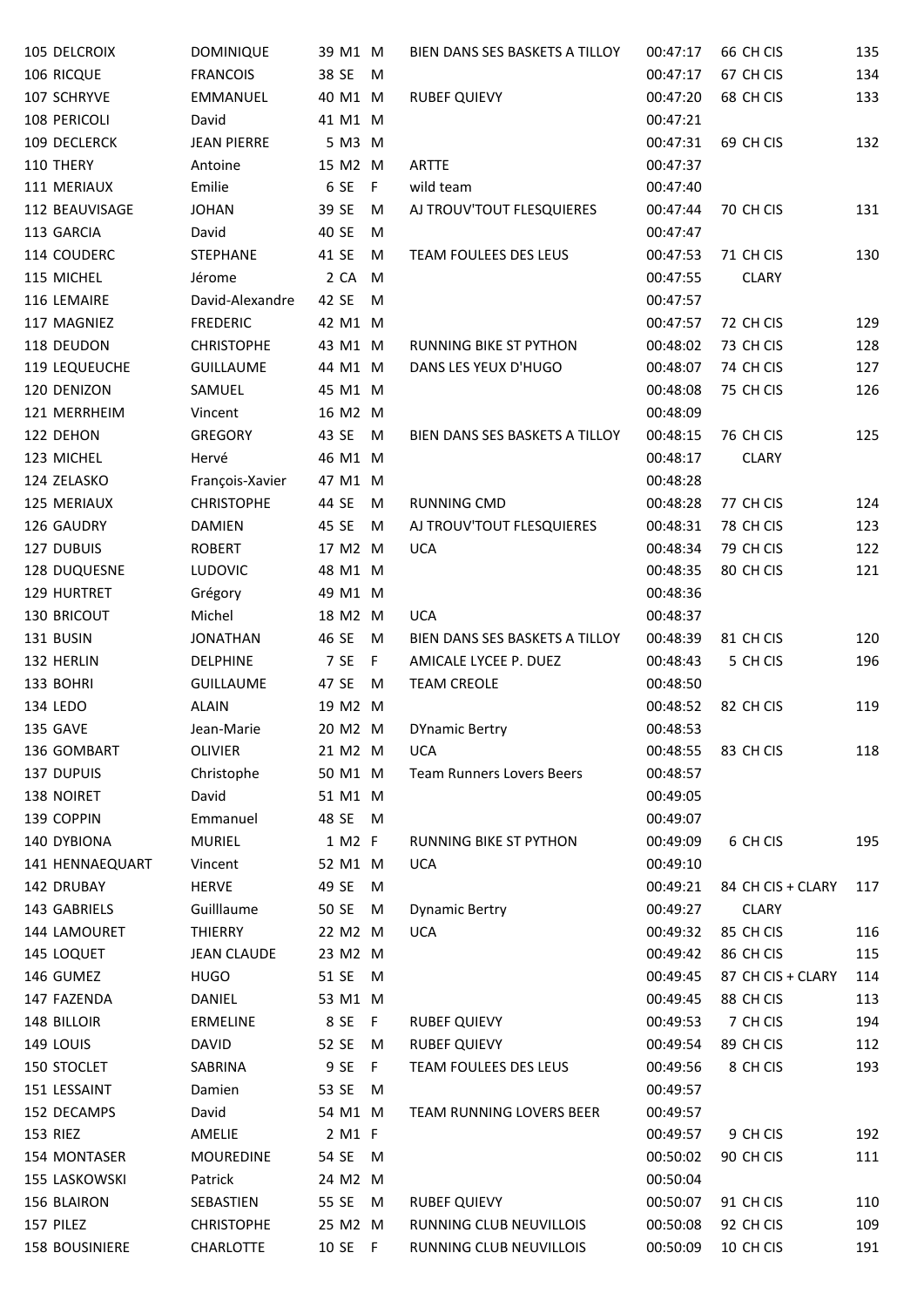| | | | | | | | | |
|---|---|---|---|---|---|---|---|---|
| 105 | DELCROIX | DOMINIQUE | 39 M1 | M | BIEN DANS SES BASKETS A TILLOY | 00:47:17 | 66 CH CIS | 135 |
| 106 | RICQUE | FRANCOIS | 38 SE | M | | 00:47:17 | 67 CH CIS | 134 |
| 107 | SCHRYVE | EMMANUEL | 40 M1 | M | RUBEF QUIEVY | 00:47:20 | 68 CH CIS | 133 |
| 108 | PERICOLI | David | 41 M1 | M | | 00:47:21 | | |
| 109 | DECLERCK | JEAN PIERRE | 5 M3 | M | | 00:47:31 | 69 CH CIS | 132 |
| 110 | THERY | Antoine | 15 M2 | M | ARTTE | 00:47:37 | | |
| 111 | MERIAUX | Emilie | 6 SE | F | wild team | 00:47:40 | | |
| 112 | BEAUVISAGE | JOHAN | 39 SE | M | AJ TROUV'TOUT FLESQUIERES | 00:47:44 | 70 CH CIS | 131 |
| 113 | GARCIA | David | 40 SE | M | | 00:47:47 | | |
| 114 | COUDERC | STEPHANE | 41 SE | M | TEAM FOULEES DES LEUS | 00:47:53 | 71 CH CIS | 130 |
| 115 | MICHEL | Jérome | 2 CA | M | | 00:47:55 | CLARY | |
| 116 | LEMAIRE | David-Alexandre | 42 SE | M | | 00:47:57 | | |
| 117 | MAGNIEZ | FREDERIC | 42 M1 | M | | 00:47:57 | 72 CH CIS | 129 |
| 118 | DEUDON | CHRISTOPHE | 43 M1 | M | RUNNING BIKE ST PYTHON | 00:48:02 | 73 CH CIS | 128 |
| 119 | LEQUEUCHE | GUILLAUME | 44 M1 | M | DANS LES YEUX D'HUGO | 00:48:07 | 74 CH CIS | 127 |
| 120 | DENIZON | SAMUEL | 45 M1 | M | | 00:48:08 | 75 CH CIS | 126 |
| 121 | MERRHEIM | Vincent | 16 M2 | M | | 00:48:09 | | |
| 122 | DEHON | GREGORY | 43 SE | M | BIEN DANS SES BASKETS A TILLOY | 00:48:15 | 76 CH CIS | 125 |
| 123 | MICHEL | Hervé | 46 M1 | M | | 00:48:17 | CLARY | |
| 124 | ZELASKO | François-Xavier | 47 M1 | M | | 00:48:28 | | |
| 125 | MERIAUX | CHRISTOPHE | 44 SE | M | RUNNING CMD | 00:48:28 | 77 CH CIS | 124 |
| 126 | GAUDRY | DAMIEN | 45 SE | M | AJ TROUV'TOUT FLESQUIERES | 00:48:31 | 78 CH CIS | 123 |
| 127 | DUBUIS | ROBERT | 17 M2 | M | UCA | 00:48:34 | 79 CH CIS | 122 |
| 128 | DUQUESNE | LUDOVIC | 48 M1 | M | | 00:48:35 | 80 CH CIS | 121 |
| 129 | HURTRET | Grégory | 49 M1 | M | | 00:48:36 | | |
| 130 | BRICOUT | Michel | 18 M2 | M | UCA | 00:48:37 | | |
| 131 | BUSIN | JONATHAN | 46 SE | M | BIEN DANS SES BASKETS A TILLOY | 00:48:39 | 81 CH CIS | 120 |
| 132 | HERLIN | DELPHINE | 7 SE | F | AMICALE LYCEE P. DUEZ | 00:48:43 | 5 CH CIS | 196 |
| 133 | BOHRI | GUILLAUME | 47 SE | M | TEAM CREOLE | 00:48:50 | | |
| 134 | LEDO | ALAIN | 19 M2 | M | | 00:48:52 | 82 CH CIS | 119 |
| 135 | GAVE | Jean-Marie | 20 M2 | M | DYnamic Bertry | 00:48:53 | | |
| 136 | GOMBART | OLIVIER | 21 M2 | M | UCA | 00:48:55 | 83 CH CIS | 118 |
| 137 | DUPUIS | Christophe | 50 M1 | M | Team Runners Lovers Beers | 00:48:57 | | |
| 138 | NOIRET | David | 51 M1 | M | | 00:49:05 | | |
| 139 | COPPIN | Emmanuel | 48 SE | M | | 00:49:07 | | |
| 140 | DYBIONA | MURIEL | 1 M2 | F | RUNNING BIKE ST PYTHON | 00:49:09 | 6 CH CIS | 195 |
| 141 | HENNAEQUART | Vincent | 52 M1 | M | UCA | 00:49:10 | | |
| 142 | DRUBAY | HERVE | 49 SE | M | | 00:49:21 | 84 CH CIS + CLARY | 117 |
| 143 | GABRIELS | Guilllaume | 50 SE | M | Dynamic Bertry | 00:49:27 | CLARY | |
| 144 | LAMOURET | THIERRY | 22 M2 | M | UCA | 00:49:32 | 85 CH CIS | 116 |
| 145 | LOQUET | JEAN CLAUDE | 23 M2 | M | | 00:49:42 | 86 CH CIS | 115 |
| 146 | GUMEZ | HUGO | 51 SE | M | | 00:49:45 | 87 CH CIS + CLARY | 114 |
| 147 | FAZENDA | DANIEL | 53 M1 | M | | 00:49:45 | 88 CH CIS | 113 |
| 148 | BILLOIR | ERMELINE | 8 SE | F | RUBEF QUIEVY | 00:49:53 | 7 CH CIS | 194 |
| 149 | LOUIS | DAVID | 52 SE | M | RUBEF QUIEVY | 00:49:54 | 89 CH CIS | 112 |
| 150 | STOCLET | SABRINA | 9 SE | F | TEAM FOULEES DES LEUS | 00:49:56 | 8 CH CIS | 193 |
| 151 | LESSAINT | Damien | 53 SE | M | | 00:49:57 | | |
| 152 | DECAMPS | David | 54 M1 | M | TEAM RUNNING LOVERS BEER | 00:49:57 | | |
| 153 | RIEZ | AMELIE | 2 M1 | F | | 00:49:57 | 9 CH CIS | 192 |
| 154 | MONTASER | MOUREDINE | 54 SE | M | | 00:50:02 | 90 CH CIS | 111 |
| 155 | LASKOWSKI | Patrick | 24 M2 | M | | 00:50:04 | | |
| 156 | BLAIRON | SEBASTIEN | 55 SE | M | RUBEF QUIEVY | 00:50:07 | 91 CH CIS | 110 |
| 157 | PILEZ | CHRISTOPHE | 25 M2 | M | RUNNING CLUB NEUVILLOIS | 00:50:08 | 92 CH CIS | 109 |
| 158 | BOUSINIERE | CHARLOTTE | 10 SE | F | RUNNING CLUB NEUVILLOIS | 00:50:09 | 10 CH CIS | 191 |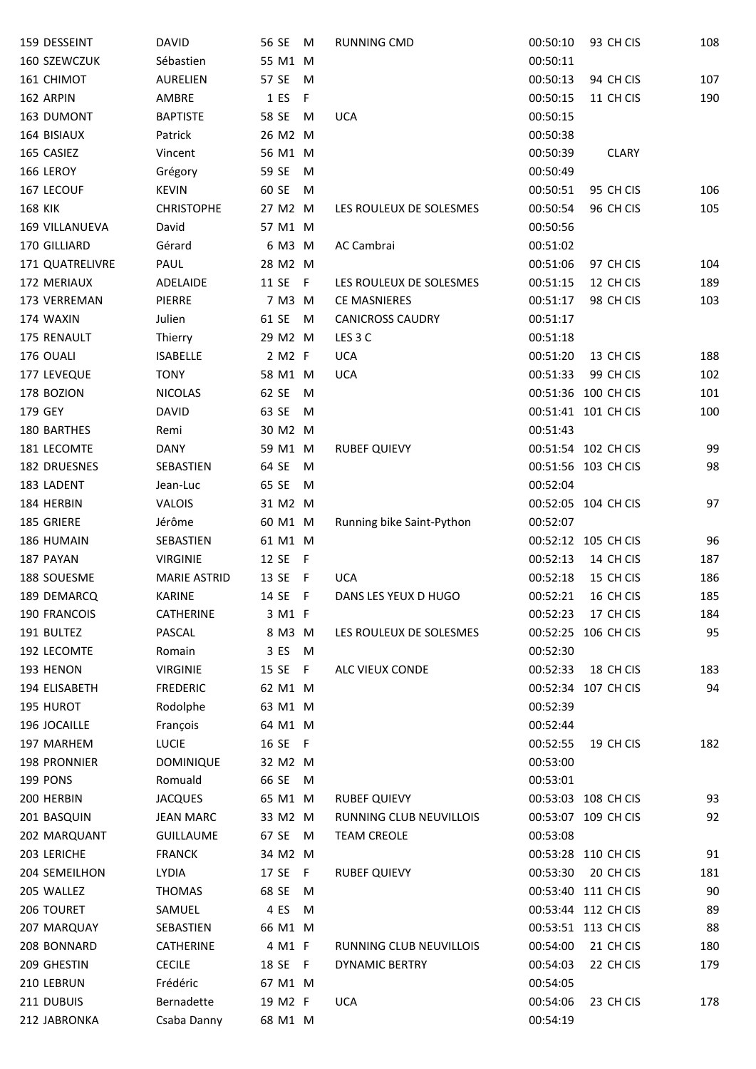| | | | | | | | | | |
|---|---|---|---|---|---|---|---|---|---|
| 159 | DESSEINT | DAVID | 56 | SE | M | RUNNING CMD | 00:50:10 | 93 CH CIS | 108 |
| 160 | SZEWCZUK | Sébastien | 55 | M1 | M | | 00:50:11 | | |
| 161 | CHIMOT | AURELIEN | 57 | SE | M | | 00:50:13 | 94 CH CIS | 107 |
| 162 | ARPIN | AMBRE | 1 | ES | F | | 00:50:15 | 11 CH CIS | 190 |
| 163 | DUMONT | BAPTISTE | 58 | SE | M | UCA | 00:50:15 | | |
| 164 | BISIAUX | Patrick | 26 | M2 | M | | 00:50:38 | | |
| 165 | CASIEZ | Vincent | 56 | M1 | M | | 00:50:39 | CLARY | |
| 166 | LEROY | Grégory | 59 | SE | M | | 00:50:49 | | |
| 167 | LECOUF | KEVIN | 60 | SE | M | | 00:50:51 | 95 CH CIS | 106 |
| 168 | KIK | CHRISTOPHE | 27 | M2 | M | LES ROULEUX DE SOLESMES | 00:50:54 | 96 CH CIS | 105 |
| 169 | VILLANUEVA | David | 57 | M1 | M | | 00:50:56 | | |
| 170 | GILLIARD | Gérard | 6 | M3 | M | AC Cambrai | 00:51:02 | | |
| 171 | QUATRELIVRE | PAUL | 28 | M2 | M | | 00:51:06 | 97 CH CIS | 104 |
| 172 | MERIAUX | ADELAIDE | 11 | SE | F | LES ROULEUX DE SOLESMES | 00:51:15 | 12 CH CIS | 189 |
| 173 | VERREMAN | PIERRE | 7 | M3 | M | CE MASNIERES | 00:51:17 | 98 CH CIS | 103 |
| 174 | WAXIN | Julien | 61 | SE | M | CANICROSS CAUDRY | 00:51:17 | | |
| 175 | RENAULT | Thierry | 29 | M2 | M | LES 3 C | 00:51:18 | | |
| 176 | OUALI | ISABELLE | 2 | M2 | F | UCA | 00:51:20 | 13 CH CIS | 188 |
| 177 | LEVEQUE | TONY | 58 | M1 | M | UCA | 00:51:33 | 99 CH CIS | 102 |
| 178 | BOZION | NICOLAS | 62 | SE | M | | 00:51:36 | 100 CH CIS | 101 |
| 179 | GEY | DAVID | 63 | SE | M | | 00:51:41 | 101 CH CIS | 100 |
| 180 | BARTHES | Remi | 30 | M2 | M | | 00:51:43 | | |
| 181 | LECOMTE | DANY | 59 | M1 | M | RUBEF QUIEVY | 00:51:54 | 102 CH CIS | 99 |
| 182 | DRUESNES | SEBASTIEN | 64 | SE | M | | 00:51:56 | 103 CH CIS | 98 |
| 183 | LADENT | Jean-Luc | 65 | SE | M | | 00:52:04 | | |
| 184 | HERBIN | VALOIS | 31 | M2 | M | | 00:52:05 | 104 CH CIS | 97 |
| 185 | GRIERE | Jérôme | 60 | M1 | M | Running bike Saint-Python | 00:52:07 | | |
| 186 | HUMAIN | SEBASTIEN | 61 | M1 | M | | 00:52:12 | 105 CH CIS | 96 |
| 187 | PAYAN | VIRGINIE | 12 | SE | F | | 00:52:13 | 14 CH CIS | 187 |
| 188 | SOUESME | MARIE ASTRID | 13 | SE | F | UCA | 00:52:18 | 15 CH CIS | 186 |
| 189 | DEMARCQ | KARINE | 14 | SE | F | DANS LES YEUX D HUGO | 00:52:21 | 16 CH CIS | 185 |
| 190 | FRANCOIS | CATHERINE | 3 | M1 | F | | 00:52:23 | 17 CH CIS | 184 |
| 191 | BULTEZ | PASCAL | 8 | M3 | M | LES ROULEUX DE SOLESMES | 00:52:25 | 106 CH CIS | 95 |
| 192 | LECOMTE | Romain | 3 | ES | M | | 00:52:30 | | |
| 193 | HENON | VIRGINIE | 15 | SE | F | ALC VIEUX CONDE | 00:52:33 | 18 CH CIS | 183 |
| 194 | ELISABETH | FREDERIC | 62 | M1 | M | | 00:52:34 | 107 CH CIS | 94 |
| 195 | HUROT | Rodolphe | 63 | M1 | M | | 00:52:39 | | |
| 196 | JOCAILLE | François | 64 | M1 | M | | 00:52:44 | | |
| 197 | MARHEM | LUCIE | 16 | SE | F | | 00:52:55 | 19 CH CIS | 182 |
| 198 | PRONNIER | DOMINIQUE | 32 | M2 | M | | 00:53:00 | | |
| 199 | PONS | Romuald | 66 | SE | M | | 00:53:01 | | |
| 200 | HERBIN | JACQUES | 65 | M1 | M | RUBEF QUIEVY | 00:53:03 | 108 CH CIS | 93 |
| 201 | BASQUIN | JEAN MARC | 33 | M2 | M | RUNNING CLUB NEUVILLOIS | 00:53:07 | 109 CH CIS | 92 |
| 202 | MARQUANT | GUILLAUME | 67 | SE | M | TEAM CREOLE | 00:53:08 | | |
| 203 | LERICHE | FRANCK | 34 | M2 | M | | 00:53:28 | 110 CH CIS | 91 |
| 204 | SEMEILHON | LYDIA | 17 | SE | F | RUBEF QUIEVY | 00:53:30 | 20 CH CIS | 181 |
| 205 | WALLEZ | THOMAS | 68 | SE | M | | 00:53:40 | 111 CH CIS | 90 |
| 206 | TOURET | SAMUEL | 4 | ES | M | | 00:53:44 | 112 CH CIS | 89 |
| 207 | MARQUAY | SEBASTIEN | 66 | M1 | M | | 00:53:51 | 113 CH CIS | 88 |
| 208 | BONNARD | CATHERINE | 4 | M1 | F | RUNNING CLUB NEUVILLOIS | 00:54:00 | 21 CH CIS | 180 |
| 209 | GHESTIN | CECILE | 18 | SE | F | DYNAMIC BERTRY | 00:54:03 | 22 CH CIS | 179 |
| 210 | LEBRUN | Frédéric | 67 | M1 | M | | 00:54:05 | | |
| 211 | DUBUIS | Bernadette | 19 | M2 | F | UCA | 00:54:06 | 23 CH CIS | 178 |
| 212 | JABRONKA | Csaba Danny | 68 | M1 | M | | 00:54:19 | | |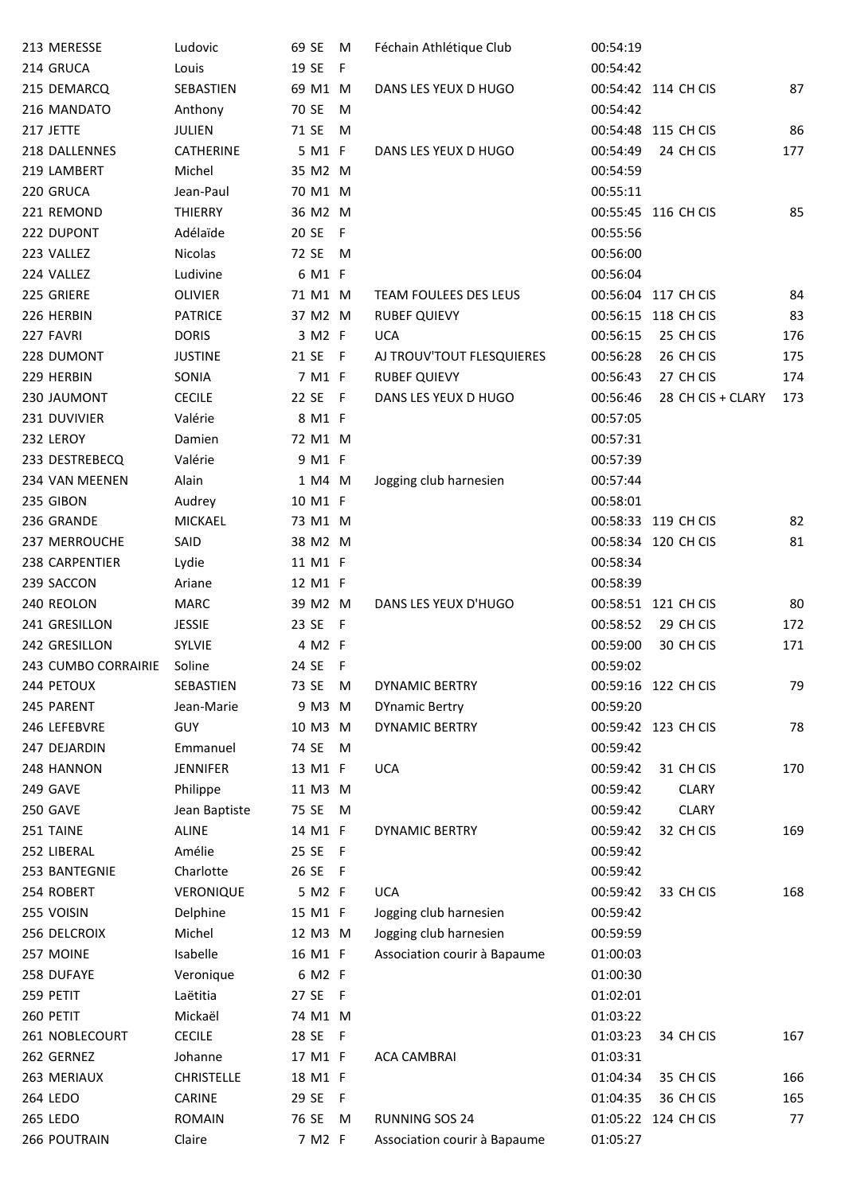| | | | | | | | | |
|---|---|---|---|---|---|---|---|---|
| 213 | MERESSE | Ludovic | 69 SE | M | Féchain Athlétique Club | 00:54:19 | | |
| 214 | GRUCA | Louis | 19 SE | F | | 00:54:42 | | |
| 215 | DEMARCQ | SEBASTIEN | 69 M1 | M | DANS LES YEUX D HUGO | 00:54:42 | 114 CH CIS | 87 |
| 216 | MANDATO | Anthony | 70 SE | M | | 00:54:42 | | |
| 217 | JETTE | JULIEN | 71 SE | M | | 00:54:48 | 115 CH CIS | 86 |
| 218 | DALLENNES | CATHERINE | 5 M1 | F | DANS LES YEUX D HUGO | 00:54:49 | 24 CH CIS | 177 |
| 219 | LAMBERT | Michel | 35 M2 | M | | 00:54:59 | | |
| 220 | GRUCA | Jean-Paul | 70 M1 | M | | 00:55:11 | | |
| 221 | REMOND | THIERRY | 36 M2 | M | | 00:55:45 | 116 CH CIS | 85 |
| 222 | DUPONT | Adélaïde | 20 SE | F | | 00:55:56 | | |
| 223 | VALLEZ | Nicolas | 72 SE | M | | 00:56:00 | | |
| 224 | VALLEZ | Ludivine | 6 M1 | F | | 00:56:04 | | |
| 225 | GRIERE | OLIVIER | 71 M1 | M | TEAM FOULEES DES LEUS | 00:56:04 | 117 CH CIS | 84 |
| 226 | HERBIN | PATRICE | 37 M2 | M | RUBEF QUIEVY | 00:56:15 | 118 CH CIS | 83 |
| 227 | FAVRI | DORIS | 3 M2 | F | UCA | 00:56:15 | 25 CH CIS | 176 |
| 228 | DUMONT | JUSTINE | 21 SE | F | AJ TROUV'TOUT FLESQUIERES | 00:56:28 | 26 CH CIS | 175 |
| 229 | HERBIN | SONIA | 7 M1 | F | RUBEF QUIEVY | 00:56:43 | 27 CH CIS | 174 |
| 230 | JAUMONT | CECILE | 22 SE | F | DANS LES YEUX D HUGO | 00:56:46 | 28 CH CIS + CLARY | 173 |
| 231 | DUVIVIER | Valérie | 8 M1 | F | | 00:57:05 | | |
| 232 | LEROY | Damien | 72 M1 | M | | 00:57:31 | | |
| 233 | DESTREBECQ | Valérie | 9 M1 | F | | 00:57:39 | | |
| 234 | VAN MEENEN | Alain | 1 M4 | M | Jogging club harnesien | 00:57:44 | | |
| 235 | GIBON | Audrey | 10 M1 | F | | 00:58:01 | | |
| 236 | GRANDE | MICKAEL | 73 M1 | M | | 00:58:33 | 119 CH CIS | 82 |
| 237 | MERROUCHE | SAID | 38 M2 | M | | 00:58:34 | 120 CH CIS | 81 |
| 238 | CARPENTIER | Lydie | 11 M1 | F | | 00:58:34 | | |
| 239 | SACCON | Ariane | 12 M1 | F | | 00:58:39 | | |
| 240 | REOLON | MARC | 39 M2 | M | DANS LES YEUX D'HUGO | 00:58:51 | 121 CH CIS | 80 |
| 241 | GRESILLON | JESSIE | 23 SE | F | | 00:58:52 | 29 CH CIS | 172 |
| 242 | GRESILLON | SYLVIE | 4 M2 | F | | 00:59:00 | 30 CH CIS | 171 |
| 243 | CUMBO CORRAIRIE | Soline | 24 SE | F | | 00:59:02 | | |
| 244 | PETOUX | SEBASTIEN | 73 SE | M | DYNAMIC BERTRY | 00:59:16 | 122 CH CIS | 79 |
| 245 | PARENT | Jean-Marie | 9 M3 | M | DYnamic Bertry | 00:59:20 | | |
| 246 | LEFEBVRE | GUY | 10 M3 | M | DYNAMIC BERTRY | 00:59:42 | 123 CH CIS | 78 |
| 247 | DEJARDIN | Emmanuel | 74 SE | M | | 00:59:42 | | |
| 248 | HANNON | JENNIFER | 13 M1 | F | UCA | 00:59:42 | 31 CH CIS | 170 |
| 249 | GAVE | Philippe | 11 M3 | M | | 00:59:42 | CLARY | |
| 250 | GAVE | Jean Baptiste | 75 SE | M | | 00:59:42 | CLARY | |
| 251 | TAINE | ALINE | 14 M1 | F | DYNAMIC BERTRY | 00:59:42 | 32 CH CIS | 169 |
| 252 | LIBERAL | Amélie | 25 SE | F | | 00:59:42 | | |
| 253 | BANTEGNIE | Charlotte | 26 SE | F | | 00:59:42 | | |
| 254 | ROBERT | VERONIQUE | 5 M2 | F | UCA | 00:59:42 | 33 CH CIS | 168 |
| 255 | VOISIN | Delphine | 15 M1 | F | Jogging club harnesien | 00:59:42 | | |
| 256 | DELCROIX | Michel | 12 M3 | M | Jogging club harnesien | 00:59:59 | | |
| 257 | MOINE | Isabelle | 16 M1 | F | Association courir à Bapaume | 01:00:03 | | |
| 258 | DUFAYE | Veronique | 6 M2 | F | | 01:00:30 | | |
| 259 | PETIT | Laëtitia | 27 SE | F | | 01:02:01 | | |
| 260 | PETIT | Mickaël | 74 M1 | M | | 01:03:22 | | |
| 261 | NOBLECOURT | CECILE | 28 SE | F | | 01:03:23 | 34 CH CIS | 167 |
| 262 | GERNEZ | Johanne | 17 M1 | F | ACA CAMBRAI | 01:03:31 | | |
| 263 | MERIAUX | CHRISTELLE | 18 M1 | F | | 01:04:34 | 35 CH CIS | 166 |
| 264 | LEDO | CARINE | 29 SE | F | | 01:04:35 | 36 CH CIS | 165 |
| 265 | LEDO | ROMAIN | 76 SE | M | RUNNING SOS 24 | 01:05:22 | 124 CH CIS | 77 |
| 266 | POUTRAIN | Claire | 7 M2 | F | Association courir à Bapaume | 01:05:27 | | |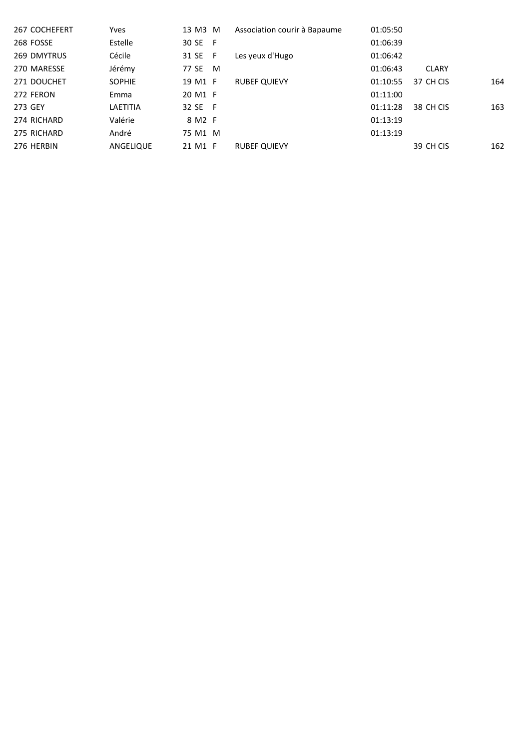| | | | | | | | | | | |
|---|---|---|---|---|---|---|---|---|---|---|
| 267 | COCHEFERT | Yves | 13 | M3 | M | Association courir à Bapaume | 01:05:50 | | | |
| 268 | FOSSE | Estelle | 30 | SE | F | | 01:06:39 | | | |
| 269 | DMYTRUS | Cécile | 31 | SE | F | Les yeux d'Hugo | 01:06:42 | | | |
| 270 | MARESSE | Jérémy | 77 | SE | M | | 01:06:43 | | CLARY | |
| 271 | DOUCHET | SOPHIE | 19 | M1 | F | RUBEF QUIEVY | 01:10:55 | 37 | CH CIS | 164 |
| 272 | FERON | Emma | 20 | M1 | F | | 01:11:00 | | | |
| 273 | GEY | LAETITIA | 32 | SE | F | | 01:11:28 | 38 | CH CIS | 163 |
| 274 | RICHARD | Valérie | 8 | M2 | F | | 01:13:19 | | | |
| 275 | RICHARD | André | 75 | M1 | M | | 01:13:19 | | | |
| 276 | HERBIN | ANGELIQUE | 21 | M1 | F | RUBEF QUIEVY | | 39 | CH CIS | 162 |